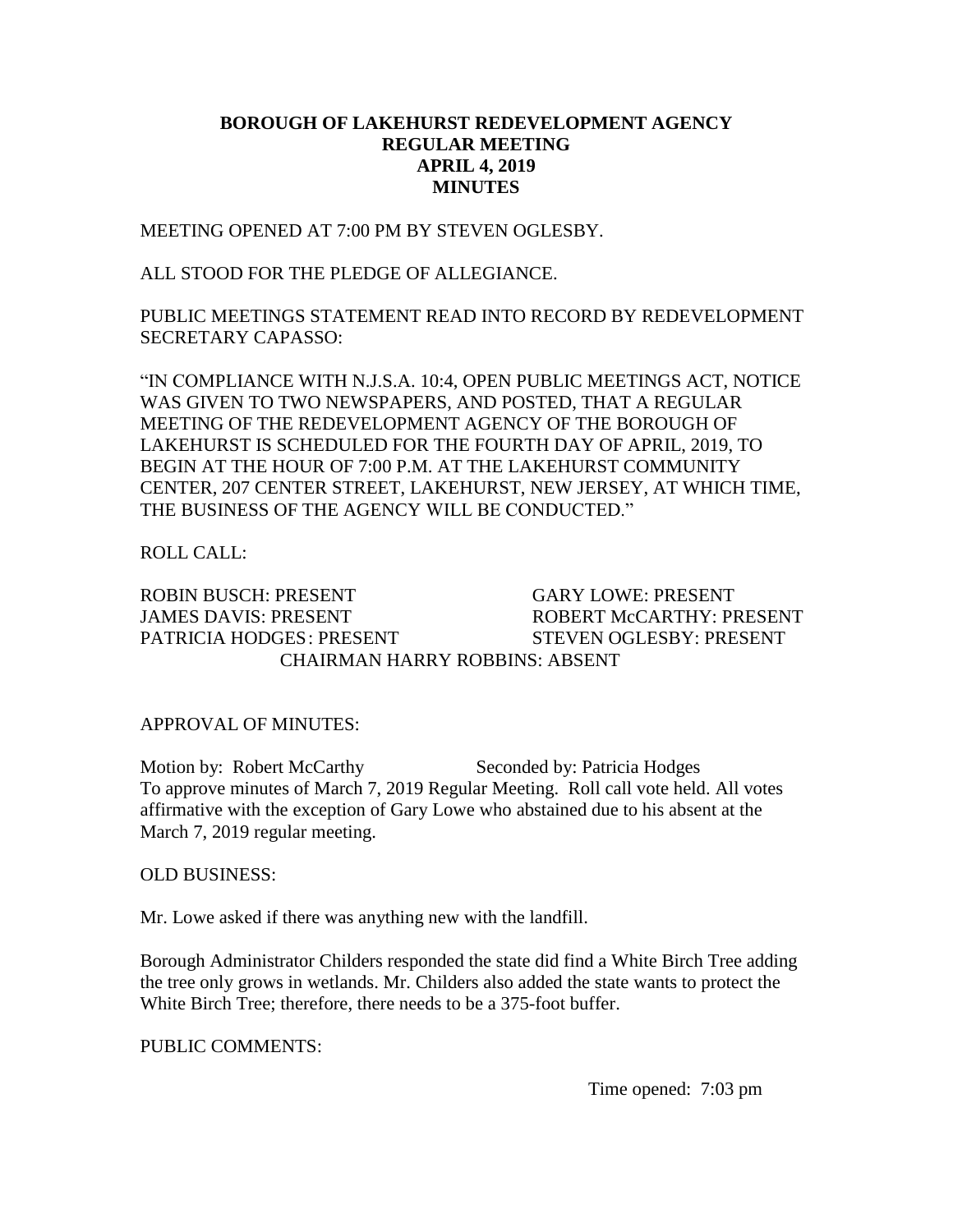**BOROUGH OF LAKEHURST REDEVELOPMENT AGENCY**
**REGULAR MEETING**
**APRIL 4, 2019**
**MINUTES**

MEETING OPENED AT 7:00 PM BY STEVEN OGLESBY.

ALL STOOD FOR THE PLEDGE OF ALLEGIANCE.

PUBLIC MEETINGS STATEMENT READ INTO RECORD BY REDEVELOPMENT SECRETARY CAPASSO:

"IN COMPLIANCE WITH N.J.S.A. 10:4, OPEN PUBLIC MEETINGS ACT, NOTICE WAS GIVEN TO TWO NEWSPAPERS, AND POSTED, THAT A REGULAR MEETING OF THE REDEVELOPMENT AGENCY OF THE BOROUGH OF LAKEHURST IS SCHEDULED FOR THE FOURTH DAY OF APRIL, 2019, TO BEGIN AT THE HOUR OF 7:00 P.M. AT THE LAKEHURST COMMUNITY CENTER, 207 CENTER STREET, LAKEHURST, NEW JERSEY, AT WHICH TIME, THE BUSINESS OF THE AGENCY WILL BE CONDUCTED."

ROLL CALL:

ROBIN BUSCH: PRESENT
GARY LOWE: PRESENT
JAMES DAVIS: PRESENT
ROBERT McCARTHY: PRESENT
PATRICIA HODGES: PRESENT
STEVEN OGLESBY: PRESENT
CHAIRMAN HARRY ROBBINS: ABSENT

APPROVAL OF MINUTES:

Motion by: Robert McCarthy Seconded by: Patricia Hodges
To approve minutes of March 7, 2019 Regular Meeting. Roll call vote held. All votes affirmative with the exception of Gary Lowe who abstained due to his absent at the March 7, 2019 regular meeting.

OLD BUSINESS:

Mr. Lowe asked if there was anything new with the landfill.

Borough Administrator Childers responded the state did find a White Birch Tree adding the tree only grows in wetlands. Mr. Childers also added the state wants to protect the White Birch Tree; therefore, there needs to be a 375-foot buffer.

PUBLIC COMMENTS:

Time opened: 7:03 pm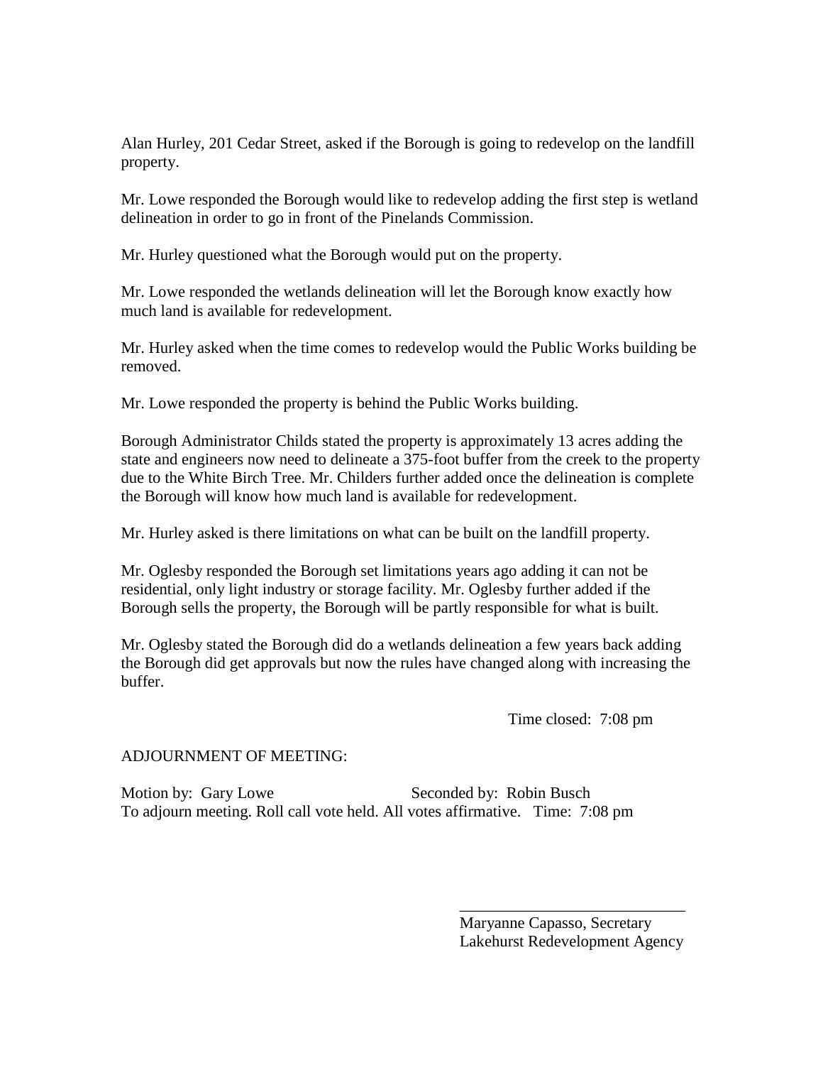Alan Hurley, 201 Cedar Street, asked if the Borough is going to redevelop on the landfill property.

Mr. Lowe responded the Borough would like to redevelop adding the first step is wetland delineation in order to go in front of the Pinelands Commission.

Mr. Hurley questioned what the Borough would put on the property.

Mr. Lowe responded the wetlands delineation will let the Borough know exactly how much land is available for redevelopment.

Mr. Hurley asked when the time comes to redevelop would the Public Works building be removed.

Mr. Lowe responded the property is behind the Public Works building.

Borough Administrator Childs stated the property is approximately 13 acres adding the state and engineers now need to delineate a 375-foot buffer from the creek to the property due to the White Birch Tree. Mr. Childers further added once the delineation is complete the Borough will know how much land is available for redevelopment.

Mr. Hurley asked is there limitations on what can be built on the landfill property.

Mr. Oglesby responded the Borough set limitations years ago adding it can not be residential, only light industry or storage facility. Mr. Oglesby further added if the Borough sells the property, the Borough will be partly responsible for what is built.

Mr. Oglesby stated the Borough did do a wetlands delineation a few years back adding the Borough did get approvals but now the rules have changed along with increasing the buffer.

Time closed: 7:08 pm

ADJOURNMENT OF MEETING:

Motion by: Gary Lowe Seconded by: Robin Busch
To adjourn meeting. Roll call vote held. All votes affirmative. Time: 7:08 pm

\_\_\_\_\_\_\_\_\_\_\_\_\_\_\_\_\_\_\_\_\_\_\_\_\_\_\_\_
Maryanne Capasso, Secretary
Lakehurst Redevelopment Agency